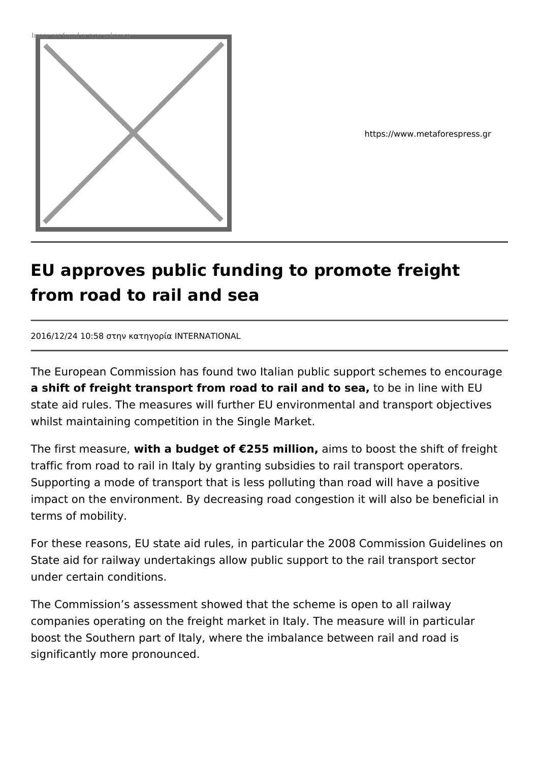https://www.metaforespress.gr

# EU approves public funding to promote freight from road to rail and sea

2016/12/24 10:58 στην κατηγορία INTERNATIONAL

The European Commission has found two Italian public support schemes to encourage **a shift of freight transport from road to rail and to sea,** to be in line with EU state aid rules. The measures will further EU environmental and transport objectives whilst maintaining competition in the Single Market.

The first measure, **with a budget of €255 million,** aims to boost the shift of freight traffic from road to rail in Italy by granting subsidies to rail transport operators. Supporting a mode of transport that is less polluting than road will have a positive impact on the environment. By decreasing road congestion it will also be beneficial in terms of mobility.

For these reasons, EU state aid rules, in particular the 2008 Commission Guidelines on State aid for railway undertakings allow public support to the rail transport sector under certain conditions.

The Commission's assessment showed that the scheme is open to all railway companies operating on the freight market in Italy. The measure will in particular boost the Southern part of Italy, where the imbalance between rail and road is significantly more pronounced.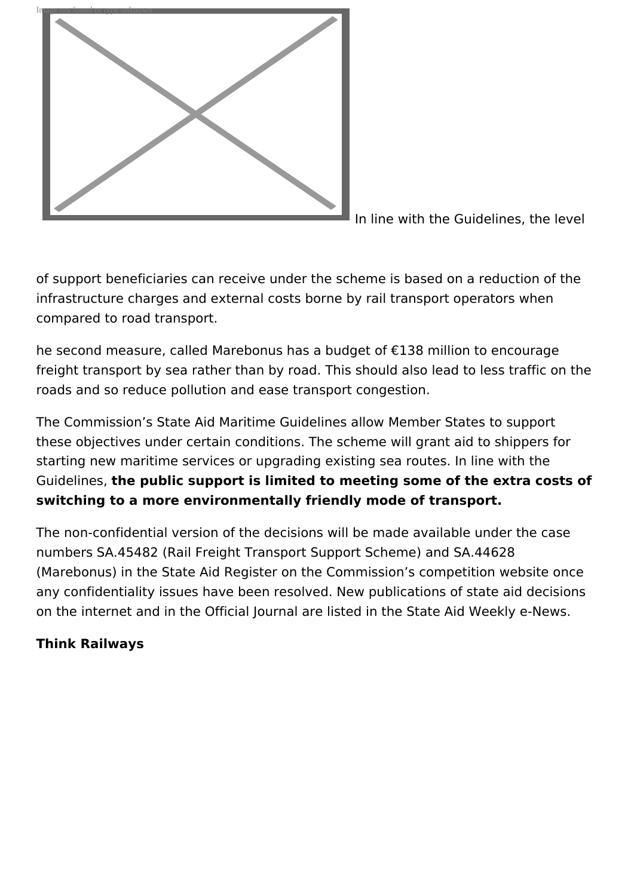In line with the Guidelines, the level of support beneficiaries can receive under the scheme is based on a reduction of the infrastructure charges and external costs borne by rail transport operators when compared to road transport.

he second measure, called Marebonus has a budget of €138 million to encourage freight transport by sea rather than by road. This should also lead to less traffic on the roads and so reduce pollution and ease transport congestion.

The Commission's State Aid Maritime Guidelines allow Member States to support these objectives under certain conditions. The scheme will grant aid to shippers for starting new maritime services or upgrading existing sea routes. In line with the Guidelines, **the public support is limited to meeting some of the extra costs of switching to a more environmentally friendly mode of transport.**

The non-confidential version of the decisions will be made available under the case numbers SA.45482 (Rail Freight Transport Support Scheme) and SA.44628 (Marebonus) in the State Aid Register on the Commission's competition website once any confidentiality issues have been resolved. New publications of state aid decisions on the internet and in the Official Journal are listed in the State Aid Weekly e-News.

**Think Railways**